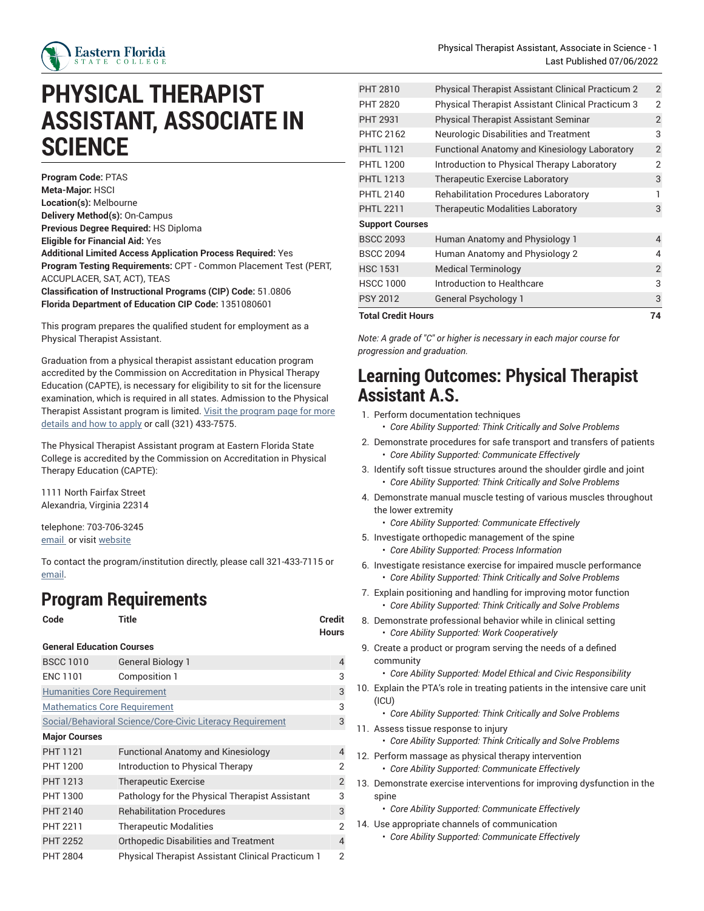# PHYSICAL THERAPIST ASSISTANT, ASSOCIATE IN SCIENCE

**Program Code:** PTAS
**Meta-Major:** HSCI
**Location(s):** Melbourne
**Delivery Method(s):** On-Campus
**Previous Degree Required:** HS Diploma
**Eligible for Financial Aid:** Yes
**Additional Limited Access Application Process Required:** Yes
**Program Testing Requirements:** CPT - Common Placement Test (PERT, ACCUPLACER, SAT, ACT), TEAS
**Classification of Instructional Programs (CIP) Code:** 51.0806
**Florida Department of Education CIP Code:** 1351080601

This program prepares the qualified student for employment as a Physical Therapist Assistant.

Graduation from a physical therapist assistant education program accredited by the Commission on Accreditation in Physical Therapy Education (CAPTE), is necessary for eligibility to sit for the licensure examination, which is required in all states. Admission to the Physical Therapist Assistant program is limited. Visit the program page for more details and how to apply or call (321) 433-7575.

The Physical Therapist Assistant program at Eastern Florida State College is accredited by the Commission on Accreditation in Physical Therapy Education (CAPTE):

1111 North Fairfax Street
Alexandria, Virginia 22314

telephone: 703-706-3245
email or visit website

To contact the program/institution directly, please call 321-433-7115 or email.

## Program Requirements

| Code | Title | Credit Hours |
|---|---|---|
| **General Education Courses** | | |
| BSCC 1010 | General Biology 1 | 4 |
| ENC 1101 | Composition 1 | 3 |
| Humanities Core Requirement | | 3 |
| Mathematics Core Requirement | | 3 |
| Social/Behavioral Science/Core-Civic Literacy Requirement | | 3 |
| **Major Courses** | | |
| PHT 1121 | Functional Anatomy and Kinesiology | 4 |
| PHT 1200 | Introduction to Physical Therapy | 2 |
| PHT 1213 | Therapeutic Exercise | 2 |
| PHT 1300 | Pathology for the Physical Therapist Assistant | 3 |
| PHT 2140 | Rehabilitation Procedures | 3 |
| PHT 2211 | Therapeutic Modalities | 2 |
| PHT 2252 | Orthopedic Disabilities and Treatment | 4 |
| PHT 2804 | Physical Therapist Assistant Clinical Practicum 1 | 2 |
| PHT 2810 | Physical Therapist Assistant Clinical Practicum 2 | 2 |
| PHT 2820 | Physical Therapist Assistant Clinical Practicum 3 | 2 |
| PHT 2931 | Physical Therapist Assistant Seminar | 2 |
| PHTC 2162 | Neurologic Disabilities and Treatment | 3 |
| PHTL 1121 | Functional Anatomy and Kinesiology Laboratory | 2 |
| PHTL 1200 | Introduction to Physical Therapy Laboratory | 2 |
| PHTL 1213 | Therapeutic Exercise Laboratory | 3 |
| PHTL 2140 | Rehabilitation Procedures Laboratory | 1 |
| PHTL 2211 | Therapeutic Modalities Laboratory | 3 |
| **Support Courses** | | |
| BSCC 2093 | Human Anatomy and Physiology 1 | 4 |
| BSCC 2094 | Human Anatomy and Physiology 2 | 4 |
| HSC 1531 | Medical Terminology | 2 |
| HSCC 1000 | Introduction to Healthcare | 3 |
| PSY 2012 | General Psychology 1 | 3 |
| **Total Credit Hours** | | **74** |

*Note: A grade of "C" or higher is necessary in each major course for progression and graduation.*

## Learning Outcomes: Physical Therapist Assistant A.S.

1. Perform documentation techniques
   - *Core Ability Supported: Think Critically and Solve Problems*
2. Demonstrate procedures for safe transport and transfers of patients
   - *Core Ability Supported: Communicate Effectively*
3. Identify soft tissue structures around the shoulder girdle and joint
   - *Core Ability Supported: Think Critically and Solve Problems*
4. Demonstrate manual muscle testing of various muscles throughout the lower extremity
   - *Core Ability Supported: Communicate Effectively*
5. Investigate orthopedic management of the spine
   - *Core Ability Supported: Process Information*
6. Investigate resistance exercise for impaired muscle performance
   - *Core Ability Supported: Think Critically and Solve Problems*
7. Explain positioning and handling for improving motor function
   - *Core Ability Supported: Think Critically and Solve Problems*
8. Demonstrate professional behavior while in clinical setting
   - *Core Ability Supported: Work Cooperatively*
9. Create a product or program serving the needs of a defined community
   - *Core Ability Supported: Model Ethical and Civic Responsibility*
10. Explain the PTA's role in treating patients in the intensive care unit (ICU)
    - *Core Ability Supported: Think Critically and Solve Problems*
11. Assess tissue response to injury
    - *Core Ability Supported: Think Critically and Solve Problems*
12. Perform massage as physical therapy intervention
    - *Core Ability Supported: Communicate Effectively*
13. Demonstrate exercise interventions for improving dysfunction in the spine
    - *Core Ability Supported: Communicate Effectively*
14. Use appropriate channels of communication
    - *Core Ability Supported: Communicate Effectively*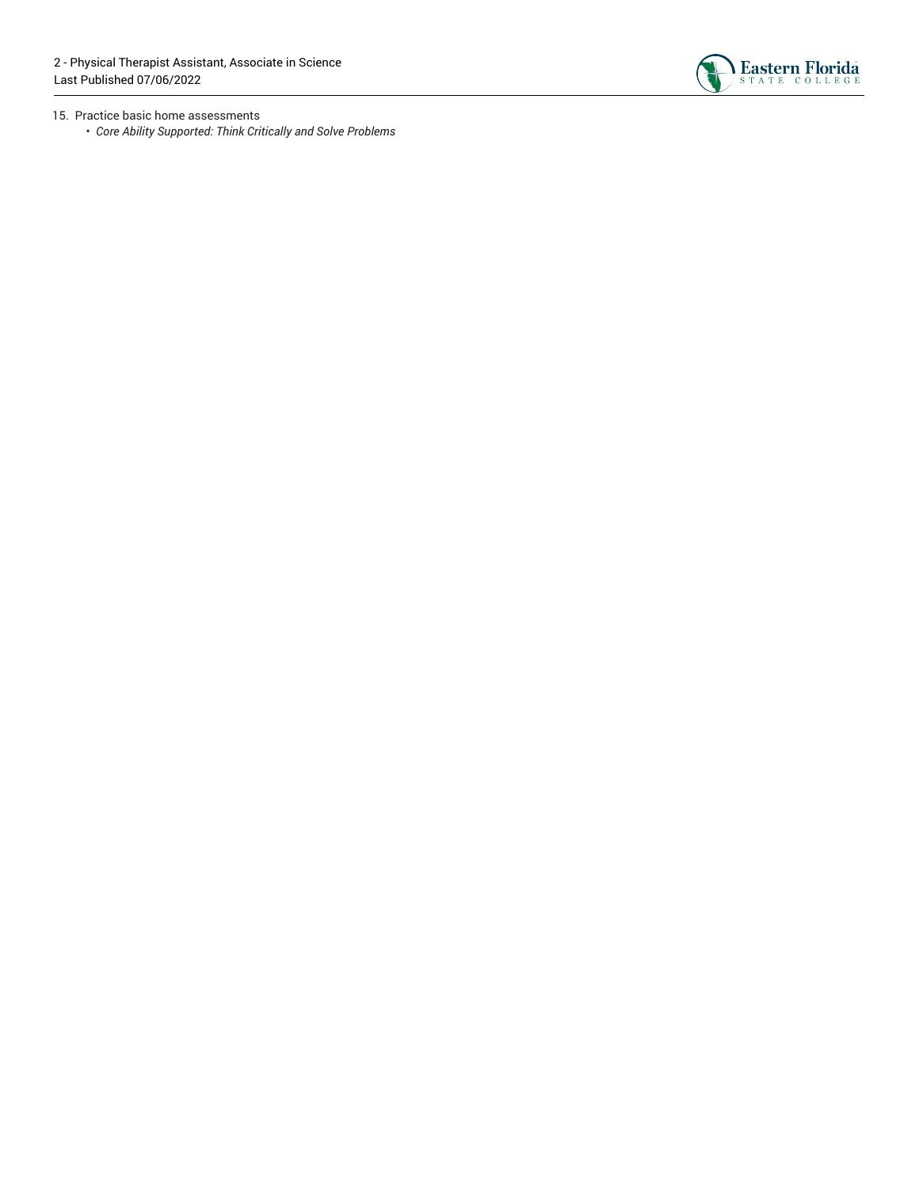15. Practice basic home assessments
    - *Core Ability Supported: Think Critically and Solve Problems*